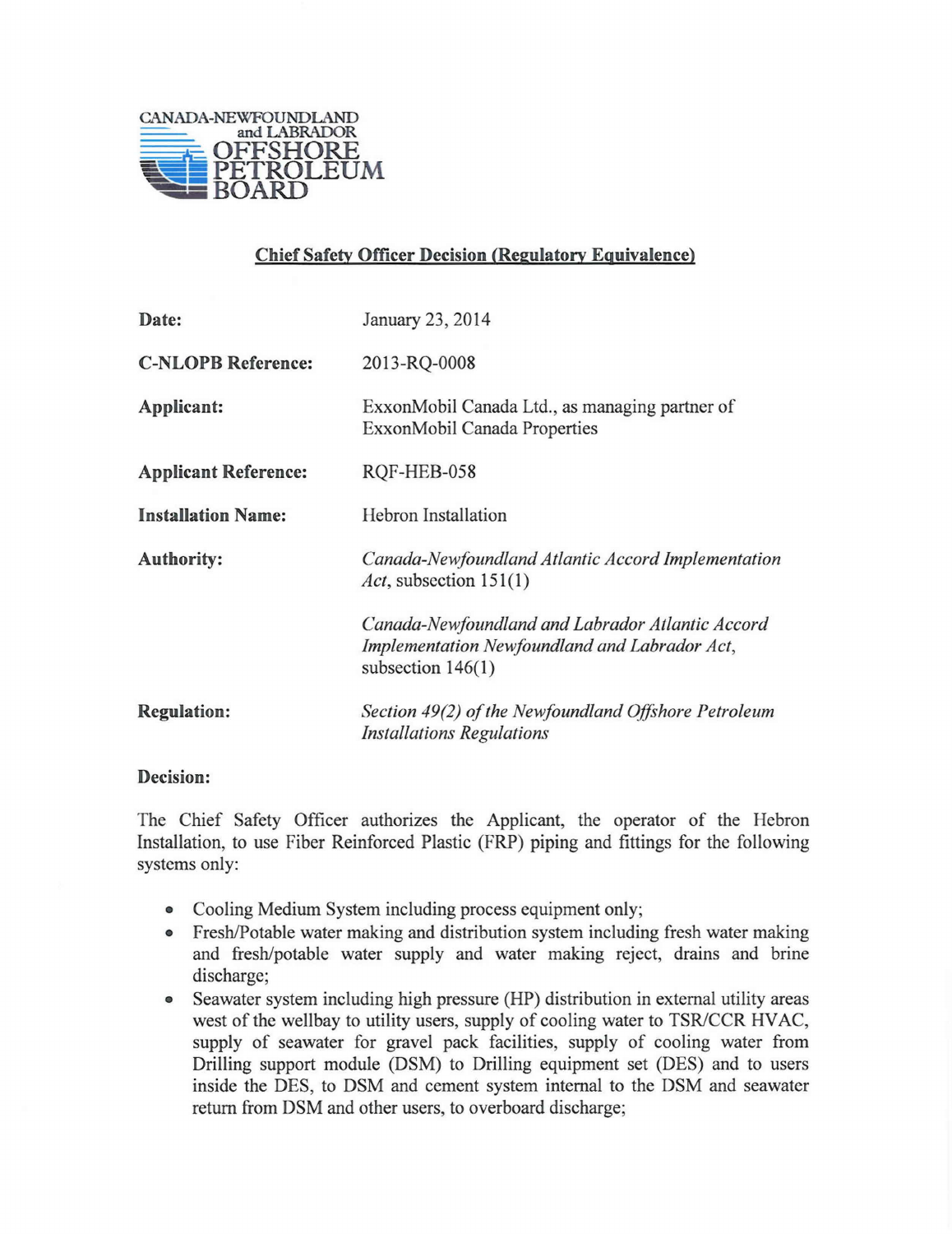CANADA-NEWFOUNDLAND and LABRADOR OFFSHORE PETROLEUM BOARD

## Chief Safety Officer Decision (Regulatory Equivalence)

| | |
|---|---|
| **Date:** | January 23, 2014 |
| **C-NLOPB Reference:** | 2013-RQ-0008 |
| **Applicant:** | ExxonMobil Canada Ltd., as managing partner of ExxonMobil Canada Properties |
| **Applicant Reference:** | RQF-HEB-058 |
| **Installation Name:** | Hebron Installation |
| **Authority:** | *Canada-Newfoundland Atlantic Accord Implementation Act*, subsection 151(1)<br><br>*Canada-Newfoundland and Labrador Atlantic Accord Implementation Newfoundland and Labrador Act*, subsection 146(1) |
| **Regulation:** | *Section 49(2) of the Newfoundland Offshore Petroleum Installations Regulations* |

**Decision:**

The Chief Safety Officer authorizes the Applicant, the operator of the Hebron Installation, to use Fiber Reinforced Plastic (FRP) piping and fittings for the following systems only:

- Cooling Medium System including process equipment only;
- Fresh/Potable water making and distribution system including fresh water making and fresh/potable water supply and water making reject, drains and brine discharge;
- Seawater system including high pressure (HP) distribution in external utility areas west of the wellbay to utility users, supply of cooling water to TSR/CCR HVAC, supply of seawater for gravel pack facilities, supply of cooling water from Drilling support module (DSM) to Drilling equipment set (DES) and to users inside the DES, to DSM and cement system internal to the DSM and seawater return from DSM and other users, to overboard discharge;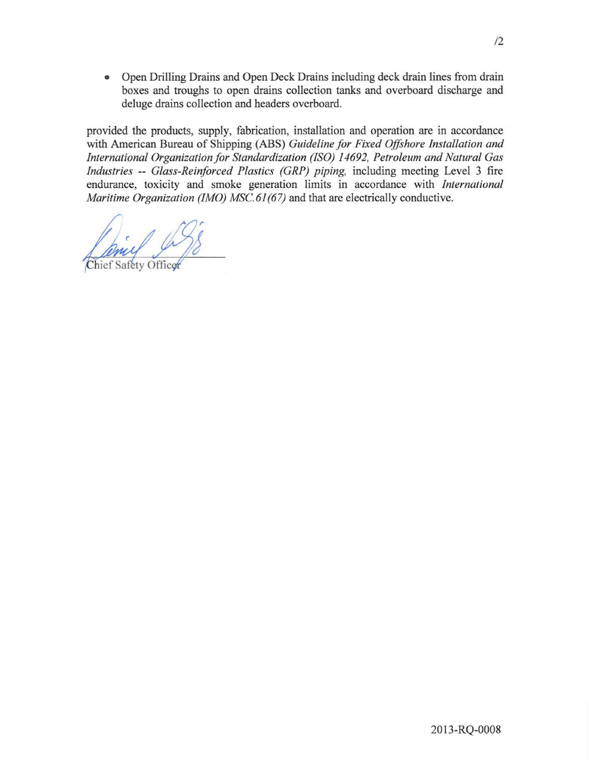- Open Drilling Drains and Open Deck Drains including deck drain lines from drain boxes and troughs to open drains collection tanks and overboard discharge and deluge drains collection and headers overboard.

provided the products, supply, fabrication, installation and operation are in accordance with American Bureau of Shipping (ABS) *Guideline for Fixed Offshore Installation and International Organization for Standardization (ISO) 14692, Petroleum and Natural Gas Industries -- Glass-Reinforced Plastics (GRP) piping,* including meeting Level 3 fire endurance, toxicity and smoke generation limits in accordance with *International Maritime Organization (IMO) MSC.61(67)* and that are electrically conductive.

Chief Safety Officer

2013-RQ-0008